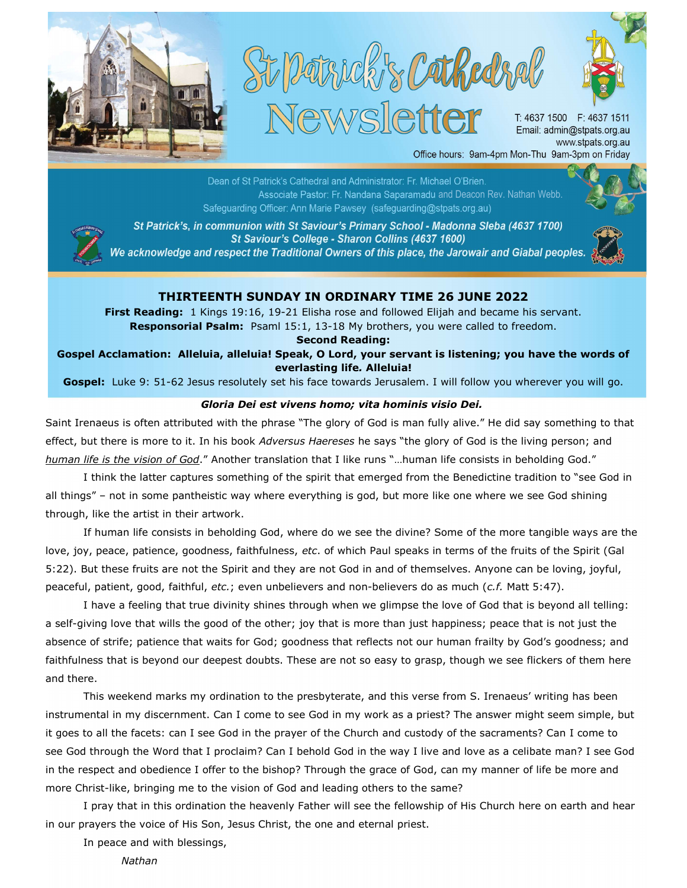# St Patrick's Cathedral Newsletter

T: 4637 1500 F: 4637 1511
Email: admin@stpats.org.au
www.stpats.org.au
Office hours: 9am-4pm Mon-Thu 9am-3pm on Friday

Dean of St Patrick's Cathedral and Administrator: Fr. Michael O'Brien.
Associate Pastor: Fr. Nandana Saparamadu and Deacon Rev. Nathan Webb.
Safeguarding Officer: Ann Marie Pawsey (safeguarding@stpats.org.au)

***St Patrick's, in communion with St Saviour's Primary School - Madonna Sleba (4637 1700)***
***St Saviour's College - Sharon Collins (4637 1600)***
***We acknowledge and respect the Traditional Owners of this place, the Jarowair and Giabal peoples.***

## THIRTEENTH SUNDAY IN ORDINARY TIME 26 JUNE 2022

**First Reading:** 1 Kings 19:16, 19-21 Elisha rose and followed Elijah and became his servant.
**Responsorial Psalm:** Psaml 15:1, 13-18 My brothers, you were called to freedom.
**Second Reading:**
**Gospel Acclamation: Alleluia, alleluia! Speak, O Lord, your servant is listening; you have the words of everlasting life*.* Alleluia!**
**Gospel:** Luke 9: 51-62 Jesus resolutely set his face towards Jerusalem. I will follow you wherever you will go.

***Gloria Dei est vivens homo; vita hominis visio Dei.***

Saint Irenaeus is often attributed with the phrase "The glory of God is man fully alive." He did say something to that effect, but there is more to it. In his book *Adversus Haereses* he says "the glory of God is the living person; and *human life is the vision of God*." Another translation that I like runs "…human life consists in beholding God."

I think the latter captures something of the spirit that emerged from the Benedictine tradition to "see God in all things" – not in some pantheistic way where everything is god, but more like one where we see God shining through, like the artist in their artwork.

If human life consists in beholding God, where do we see the divine? Some of the more tangible ways are the love, joy, peace, patience, goodness, faithfulness, *etc*. of which Paul speaks in terms of the fruits of the Spirit (Gal 5:22). But these fruits are not the Spirit and they are not God in and of themselves. Anyone can be loving, joyful, peaceful, patient, good, faithful, *etc.*; even unbelievers and non-believers do as much (*c.f.* Matt 5:47).

I have a feeling that true divinity shines through when we glimpse the love of God that is beyond all telling: a self-giving love that wills the good of the other; joy that is more than just happiness; peace that is not just the absence of strife; patience that waits for God; goodness that reflects not our human frailty by God's goodness; and faithfulness that is beyond our deepest doubts. These are not so easy to grasp, though we see flickers of them here and there.

This weekend marks my ordination to the presbyterate, and this verse from S. Irenaeus' writing has been instrumental in my discernment. Can I come to see God in my work as a priest? The answer might seem simple, but it goes to all the facets: can I see God in the prayer of the Church and custody of the sacraments? Can I come to see God through the Word that I proclaim? Can I behold God in the way I live and love as a celibate man? I see God in the respect and obedience I offer to the bishop? Through the grace of God, can my manner of life be more and more Christ-like, bringing me to the vision of God and leading others to the same?

I pray that in this ordination the heavenly Father will see the fellowship of His Church here on earth and hear in our prayers the voice of His Son, Jesus Christ, the one and eternal priest.

In peace and with blessings,

*Nathan*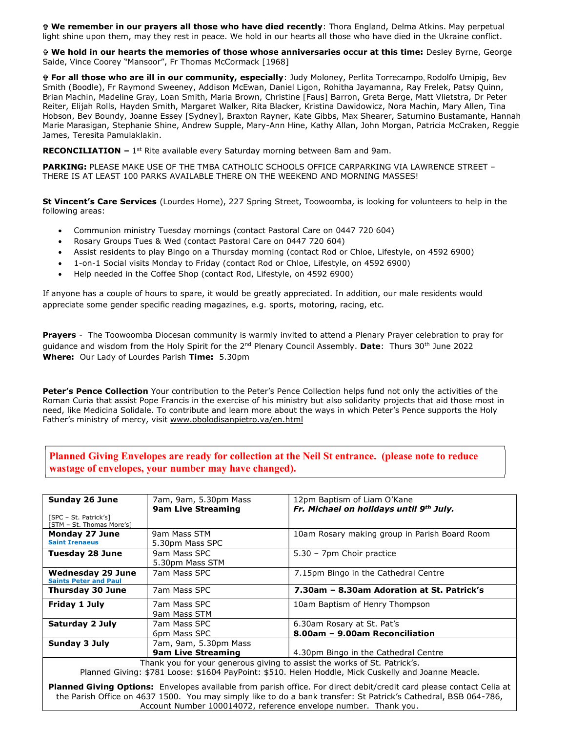✞ **We remember in our prayers all those who have died recently**: Thora England, Delma Atkins. May perpetual light shine upon them, may they rest in peace. We hold in our hearts all those who have died in the Ukraine conflict.

✞ **We hold in our hearts the memories of those whose anniversaries occur at this time:** Desley Byrne, George Saide, Vince Coorey "Mansoor", Fr Thomas McCormack [1968]

✞ **For all those who are ill in our community, especially**: Judy Moloney, Perlita Torrecampo, Rodolfo Umipig, Bev Smith (Boodle), Fr Raymond Sweeney, Addison McEwan, Daniel Ligon, Rohitha Jayamanna, Ray Frelek, Patsy Quinn, Brian Machin, Madeline Gray, Loan Smith, Maria Brown, Christine [Faus] Barron, Greta Berge, Matt Vlietstra, Dr Peter Reiter, Elijah Rolls, Hayden Smith, Margaret Walker, Rita Blacker, Kristina Dawidowicz, Nora Machin, Mary Allen, Tina Hobson, Bev Boundy, Joanne Essey [Sydney], Braxton Rayner, Kate Gibbs, Max Shearer, Saturnino Bustamante, Hannah Marie Marasigan, Stephanie Shine, Andrew Supple, Mary-Ann Hine, Kathy Allan, John Morgan, Patricia McCraken, Reggie James, Teresita Pamulaklakin.

**RECONCILIATION –** 1st Rite available every Saturday morning between 8am and 9am.

**PARKING:** PLEASE MAKE USE OF THE TMBA CATHOLIC SCHOOLS OFFICE CARPARKING VIA LAWRENCE STREET – THERE IS AT LEAST 100 PARKS AVAILABLE THERE ON THE WEEKEND AND MORNING MASSES!

**St Vincent's Care Services** (Lourdes Home), 227 Spring Street, Toowoomba, is looking for volunteers to help in the following areas:

- Communion ministry Tuesday mornings (contact Pastoral Care on 0447 720 604)
- Rosary Groups Tues & Wed (contact Pastoral Care on 0447 720 604)
- Assist residents to play Bingo on a Thursday morning (contact Rod or Chloe, Lifestyle, on 4592 6900)
- 1-on-1 Social visits Monday to Friday (contact Rod or Chloe, Lifestyle, on 4592 6900)
- Help needed in the Coffee Shop (contact Rod, Lifestyle, on 4592 6900)

If anyone has a couple of hours to spare, it would be greatly appreciated. In addition, our male residents would appreciate some gender specific reading magazines, e.g. sports, motoring, racing, etc.

**Prayers** - The Toowoomba Diocesan community is warmly invited to attend a Plenary Prayer celebration to pray for guidance and wisdom from the Holy Spirit for the 2nd Plenary Council Assembly. **Date**: Thurs 30th June 2022
**Where:** Our Lady of Lourdes Parish **Time:** 5.30pm

**Peter's Pence Collection** Your contribution to the Peter's Pence Collection helps fund not only the activities of the Roman Curia that assist Pope Francis in the exercise of his ministry but also solidarity projects that aid those most in need, like Medicina Solidale. To contribute and learn more about the ways in which Peter's Pence supports the Holy Father's ministry of mercy, visit www.obolodisanpietro.va/en.html

**Planned Giving Envelopes are ready for collection at the Neil St entrance. (please note to reduce wastage of envelopes, your number may have changed).**

| | | |
|---|---|---|
| **Sunday 26 June**<br>[SPC – St. Patrick's]<br>[STM – St. Thomas More's] | 7am, 9am, 5.30pm Mass<br>**9am Live Streaming** | 12pm Baptism of Liam O'Kane<br>***Fr. Michael on holidays until 9th July.*** |
| **Monday 27 June**<br>**Saint Irenaeus** | 9am Mass STM<br>5.30pm Mass SPC | 10am Rosary making group in Parish Board Room |
| **Tuesday 28 June** | 9am Mass SPC<br>5.30pm Mass STM | 5.30 – 7pm Choir practice |
| **Wednesday 29 June**<br>**Saints Peter and Paul** | 7am Mass SPC | 7.15pm Bingo in the Cathedral Centre |
| **Thursday 30 June** | 7am Mass SPC | **7.30am – 8.30am Adoration at St. Patrick's** |
| **Friday 1 July** | 7am Mass SPC<br>9am Mass STM | 10am Baptism of Henry Thompson |
| **Saturday 2 July** | 7am Mass SPC<br>6pm Mass SPC | 6.30am Rosary at St. Pat's<br>**8.00am – 9.00am Reconciliation** |
| **Sunday 3 July** | 7am, 9am, 5.30pm Mass<br>**9am Live Streaming** | 4.30pm Bingo in the Cathedral Centre |

Thank you for your generous giving to assist the works of St. Patrick's.
Planned Giving: $781 Loose: $1604 PayPoint: $510. Helen Hoddle, Mick Cuskelly and Joanne Meacle.

**Planned Giving Options:** Envelopes available from parish office. For direct debit/credit card please contact Celia at the Parish Office on 4637 1500. You may simply like to do a bank transfer: St Patrick's Cathedral, BSB 064-786, Account Number 100014072, reference envelope number. Thank you.